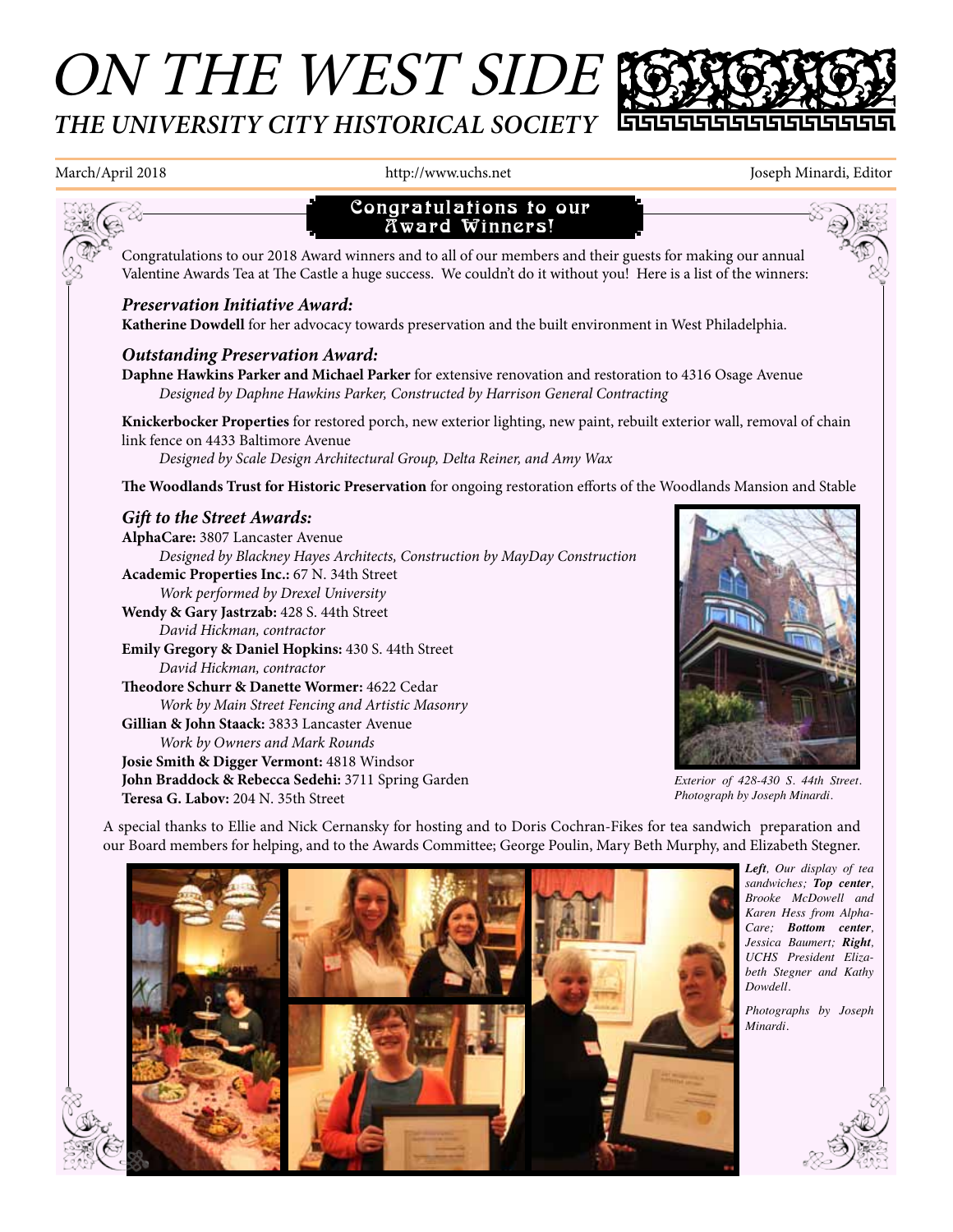# ON THE WEST SIDE

## THE UNIVERSITY CITY HISTORICAL SOCIETY

March/April 2018 | http://www.uchs.net | Joseph Minardi, Editor

## Congratulations to our Award Winners!

Congratulations to our 2018 Award winners and to all of our members and their guests for making our annual Valentine Awards Tea at The Castle a huge success. We couldn't do it without you! Here is a list of the winners:

### *Preservation Initiative Award:*

**Katherine Dowdell** for her advocacy towards preservation and the built environment in West Philadelphia.

### *Outstanding Preservation Award:*

**Daphne Hawkins Parker and Michael Parker** for extensive renovation and restoration to 4316 Osage Avenue
*Designed by Daphne Hawkins Parker, Constructed by Harrison General Contracting*

**Knickerbocker Properties** for restored porch, new exterior lighting, new paint, rebuilt exterior wall, removal of chain link fence on 4433 Baltimore Avenue
*Designed by Scale Design Architectural Group, Delta Reiner, and Amy Wax*

**The Woodlands Trust for Historic Preservation** for ongoing restoration efforts of the Woodlands Mansion and Stable

### *Gift to the Street Awards:*

**AlphaCare:** 3807 Lancaster Avenue
*Designed by Blackney Hayes Architects, Construction by MayDay Construction*
**Academic Properties Inc.:** 67 N. 34th Street
*Work performed by Drexel University*
**Wendy & Gary Jastrzab:** 428 S. 44th Street
*David Hickman, contractor*
**Emily Gregory & Daniel Hopkins:** 430 S. 44th Street
*David Hickman, contractor*
**Theodore Schurr & Danette Wormer:** 4622 Cedar
*Work by Main Street Fencing and Artistic Masonry*
**Gillian & John Staack:** 3833 Lancaster Avenue
*Work by Owners and Mark Rounds*
**Josie Smith & Digger Vermont:** 4818 Windsor
**John Braddock & Rebecca Sedehi:** 3711 Spring Garden
**Teresa G. Labov:** 204 N. 35th Street

*Exterior of 428-430 S. 44th Street. Photograph by Joseph Minardi.*

A special thanks to Ellie and Nick Cernansky for hosting and to Doris Cochran-Fikes for tea sandwich preparation and our Board members for helping, and to the Awards Committee; George Poulin, Mary Beth Murphy, and Elizabeth Stegner.

***Left**, Our display of tea sandwiches; **Top center**, Brooke McDowell and Karen Hess from AlphaCare; **Bottom center**, Jessica Baumert; **Right**, UCHS President Elizabeth Stegner and Kathy Dowdell.*

*Photographs by Joseph Minardi.*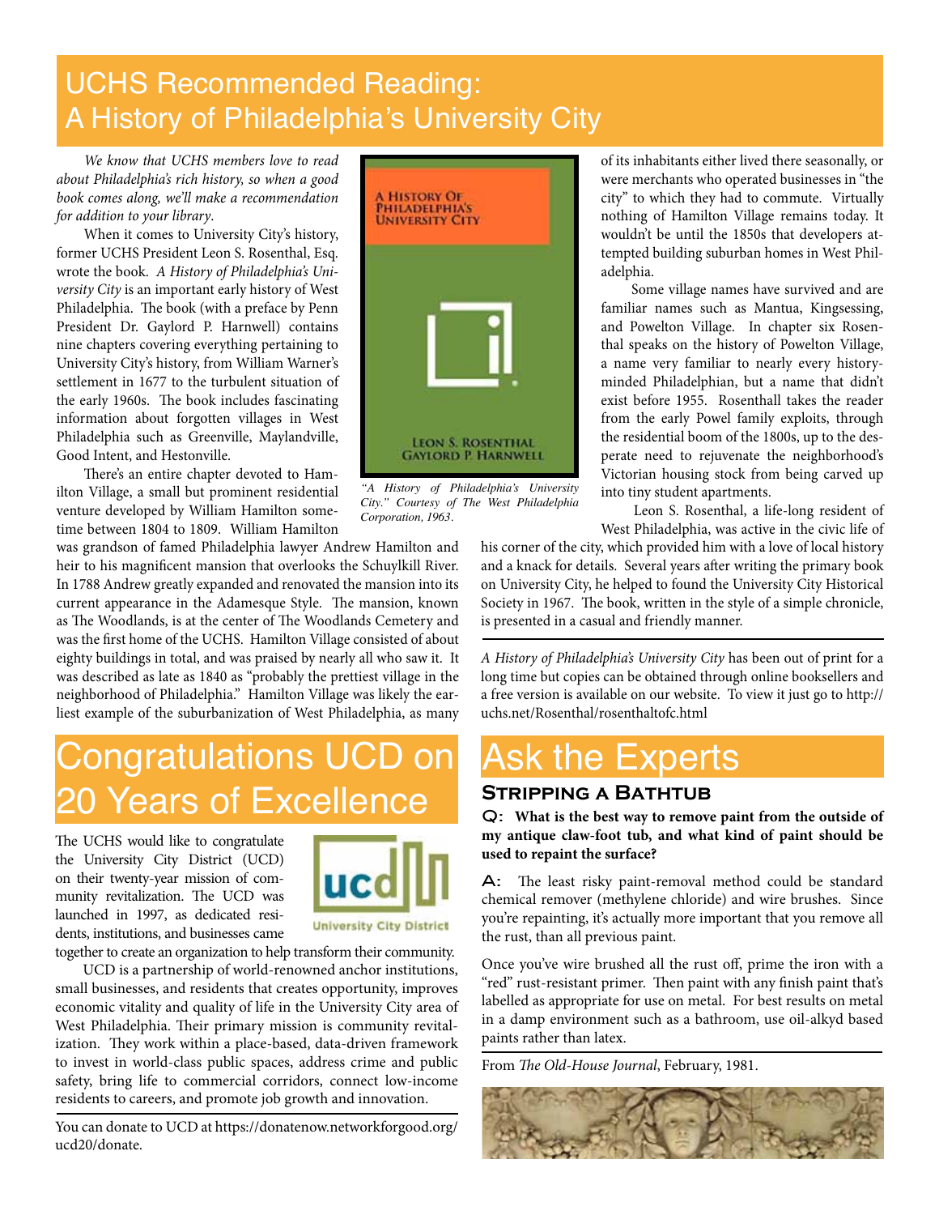# UCHS Recommended Reading: A History of Philadelphia's University City

*We know that UCHS members love to read about Philadelphia's rich history, so when a good book comes along, we'll make a recommendation for addition to your library.*

When it comes to University City's history, former UCHS President Leon S. Rosenthal, Esq. wrote the book. *A History of Philadelphia's University City* is an important early history of West Philadelphia. The book (with a preface by Penn President Dr. Gaylord P. Harnwell) contains nine chapters covering everything pertaining to University City's history, from William Warner's settlement in 1677 to the turbulent situation of the early 1960s. The book includes fascinating information about forgotten villages in West Philadelphia such as Greenville, Maylandville, Good Intent, and Hestonville.

There's an entire chapter devoted to Hamilton Village, a small but prominent residential venture developed by William Hamilton sometime between 1804 to 1809. William Hamilton was grandson of famed Philadelphia lawyer Andrew Hamilton and heir to his magnificent mansion that overlooks the Schuylkill River. In 1788 Andrew greatly expanded and renovated the mansion into its current appearance in the Adamesque Style. The mansion, known as The Woodlands, is at the center of The Woodlands Cemetery and was the first home of the UCHS. Hamilton Village consisted of about eighty buildings in total, and was praised by nearly all who saw it. It was described as late as 1840 as "probably the prettiest village in the neighborhood of Philadelphia." Hamilton Village was likely the earliest example of the suburbanization of West Philadelphia, as many of its inhabitants either lived there seasonally, or were merchants who operated businesses in "the city" to which they had to commute. Virtually nothing of Hamilton Village remains today. It wouldn't be until the 1850s that developers attempted building suburban homes in West Philadelphia.

*"A History of Philadelphia's University City." Courtesy of The West Philadelphia Corporation, 1963.*

Some village names have survived and are familiar names such as Mantua, Kingsessing, and Powelton Village. In chapter six Rosenthal speaks on the history of Powelton Village, a name very familiar to nearly every history-minded Philadelphian, but a name that didn't exist before 1955. Rosenthall takes the reader from the early Powel family exploits, through the residential boom of the 1800s, up to the desperate need to rejuvenate the neighborhood's Victorian housing stock from being carved up into tiny student apartments.

Leon S. Rosenthal, a life-long resident of West Philadelphia, was active in the civic life of his corner of the city, which provided him with a love of local history and a knack for details. Several years after writing the primary book on University City, he helped to found the University City Historical Society in 1967. The book, written in the style of a simple chronicle, is presented in a casual and friendly manner.

*A History of Philadelphia's University City* has been out of print for a long time but copies can be obtained through online booksellers and a free version is available on our website. To view it just go to http://uchs.net/Rosenthal/rosenthaltofc.html

# Congratulations UCD on 20 Years of Excellence

The UCHS would like to congratulate the University City District (UCD) on their twenty-year mission of community revitalization. The UCD was launched in 1997, as dedicated residents, institutions, and businesses came together to create an organization to help transform their community.

UCD is a partnership of world-renowned anchor institutions, small businesses, and residents that creates opportunity, improves economic vitality and quality of life in the University City area of West Philadelphia. Their primary mission is community revitalization. They work within a place-based, data-driven framework to invest in world-class public spaces, address crime and public safety, bring life to commercial corridors, connect low-income residents to careers, and promote job growth and innovation.

You can donate to UCD at https://donatenow.networkforgood.org/ucd20/donate.

# Ask the Experts

## Stripping a Bathtub

**Q: What is the best way to remove paint from the outside of my antique claw-foot tub, and what kind of paint should be used to repaint the surface?**

**A:** The least risky paint-removal method could be standard chemical remover (methylene chloride) and wire brushes. Since you're repainting, it's actually more important that you remove all the rust, than all previous paint.

Once you've wire brushed all the rust off, prime the iron with a "red" rust-resistant primer. Then paint with any finish paint that's labelled as appropriate for use on metal. For best results on metal in a damp environment such as a bathroom, use oil-alkyd based paints rather than latex.

From *The Old-House Journal*, February, 1981.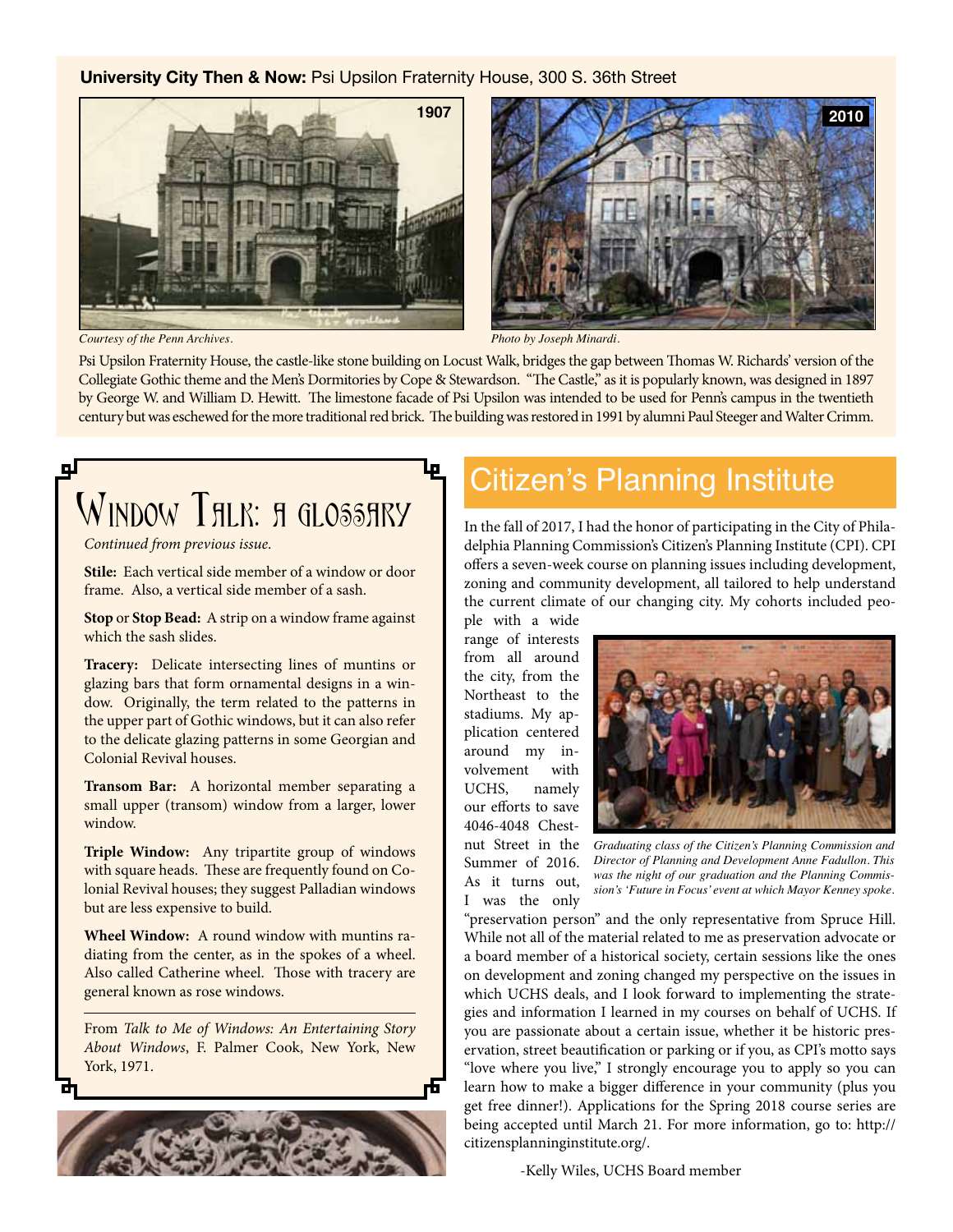**University City Then & Now:** Psi Upsilon Fraternity House, 300 S. 36th Street

1907

*Courtesy of the Penn Archives.*

2010

*Photo by Joseph Minardi.*

Psi Upsilon Fraternity House, the castle-like stone building on Locust Walk, bridges the gap between Thomas W. Richards' version of the Collegiate Gothic theme and the Men's Dormitories by Cope & Stewardson. "The Castle," as it is popularly known, was designed in 1897 by George W. and William D. Hewitt. The limestone facade of Psi Upsilon was intended to be used for Penn's campus in the twentieth century but was eschewed for the more traditional red brick. The building was restored in 1991 by alumni Paul Steeger and Walter Crimm.

## Window Talk: A Glossary

*Continued from previous issue.*

**Stile:** Each vertical side member of a window or door frame. Also, a vertical side member of a sash.

**Stop** or **Stop Bead:** A strip on a window frame against which the sash slides.

**Tracery:** Delicate intersecting lines of muntins or glazing bars that form ornamental designs in a window. Originally, the term related to the patterns in the upper part of Gothic windows, but it can also refer to the delicate glazing patterns in some Georgian and Colonial Revival houses.

**Transom Bar:** A horizontal member separating a small upper (transom) window from a larger, lower window.

**Triple Window:** Any tripartite group of windows with square heads. These are frequently found on Colonial Revival houses; they suggest Palladian windows but are less expensive to build.

**Wheel Window:** A round window with muntins radiating from the center, as in the spokes of a wheel. Also called Catherine wheel. Those with tracery are general known as rose windows.

---

From *Talk to Me of Windows: An Entertaining Story About Windows*, F. Palmer Cook, New York, New York, 1971.

## Citizen's Planning Institute

In the fall of 2017, I had the honor of participating in the City of Philadelphia Planning Commission's Citizen's Planning Institute (CPI). CPI offers a seven-week course on planning issues including development, zoning and community development, all tailored to help understand the current climate of our changing city. My cohorts included people with a wide range of interests from all around the city, from the Northeast to the stadiums. My application centered around my involvement with UCHS, namely our efforts to save 4046-4048 Chestnut Street in the Summer of 2016. As it turns out, I was the only "preservation person" and the only representative from Spruce Hill. While not all of the material related to me as preservation advocate or a board member of a historical society, certain sessions like the ones on development and zoning changed my perspective on the issues in which UCHS deals, and I look forward to implementing the strategies and information I learned in my courses on behalf of UCHS. If you are passionate about a certain issue, whether it be historic preservation, street beautification or parking or if you, as CPI's motto says "love where you live," I strongly encourage you to apply so you can learn how to make a bigger difference in your community (plus you get free dinner!). Applications for the Spring 2018 course series are being accepted until March 21. For more information, go to: http://citizensplanninginstitute.org/.

*Graduating class of the Citizen's Planning Commission and Director of Planning and Development Anne Fadullon. This was the night of our graduation and the Planning Commission's 'Future in Focus' event at which Mayor Kenney spoke.*

-Kelly Wiles, UCHS Board member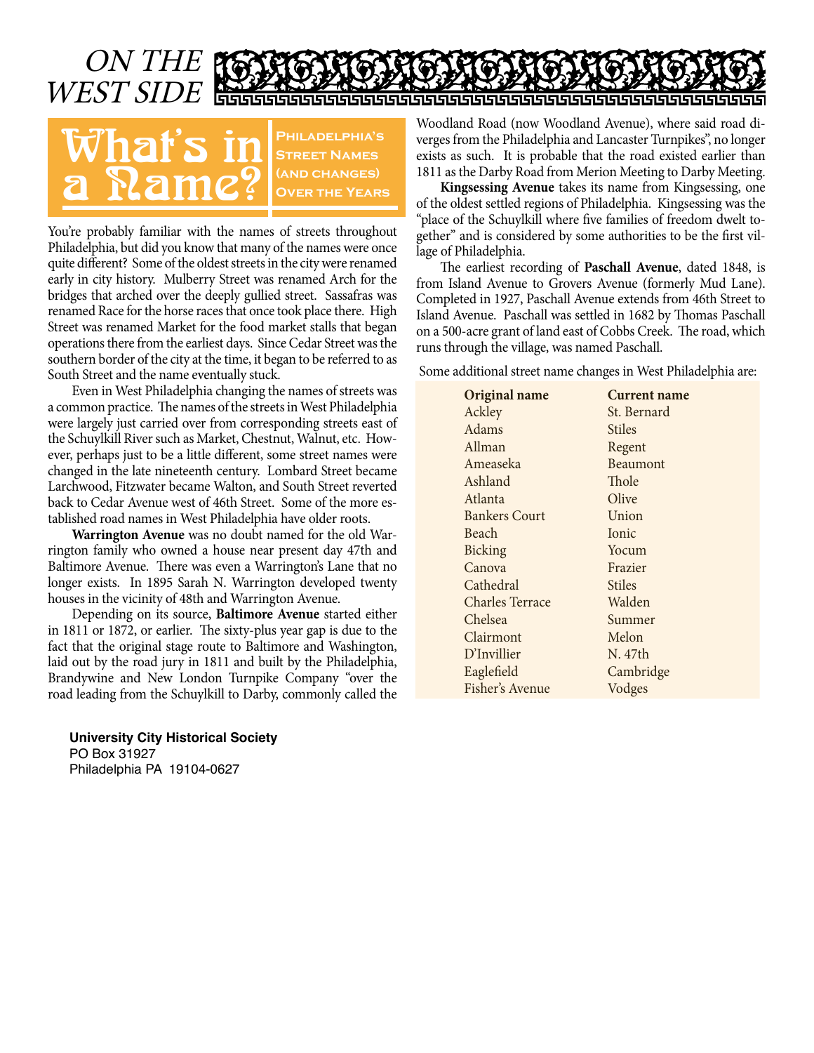*ON THE WEST SIDE*

# What's in a Name?

**Philadelphia's Street Names (and changes) Over the Years**

You're probably familiar with the names of streets throughout Philadelphia, but did you know that many of the names were once quite different? Some of the oldest streets in the city were renamed early in city history. Mulberry Street was renamed Arch for the bridges that arched over the deeply gullied street. Sassafras was renamed Race for the horse races that once took place there. High Street was renamed Market for the food market stalls that began operations there from the earliest days. Since Cedar Street was the southern border of the city at the time, it began to be referred to as South Street and the name eventually stuck.

Even in West Philadelphia changing the names of streets was a common practice. The names of the streets in West Philadelphia were largely just carried over from corresponding streets east of the Schuylkill River such as Market, Chestnut, Walnut, etc. However, perhaps just to be a little different, some street names were changed in the late nineteenth century. Lombard Street became Larchwood, Fitzwater became Walton, and South Street reverted back to Cedar Avenue west of 46th Street. Some of the more established road names in West Philadelphia have older roots.

**Warrington Avenue** was no doubt named for the old Warrington family who owned a house near present day 47th and Baltimore Avenue. There was even a Warrington's Lane that no longer exists. In 1895 Sarah N. Warrington developed twenty houses in the vicinity of 48th and Warrington Avenue.

Depending on its source, **Baltimore Avenue** started either in 1811 or 1872, or earlier. The sixty-plus year gap is due to the fact that the original stage route to Baltimore and Washington, laid out by the road jury in 1811 and built by the Philadelphia, Brandywine and New London Turnpike Company "over the road leading from the Schuylkill to Darby, commonly called the Woodland Road (now Woodland Avenue), where said road diverges from the Philadelphia and Lancaster Turnpikes", no longer exists as such. It is probable that the road existed earlier than 1811 as the Darby Road from Merion Meeting to Darby Meeting.

**Kingsessing Avenue** takes its name from Kingsessing, one of the oldest settled regions of Philadelphia. Kingsessing was the "place of the Schuylkill where five families of freedom dwelt together" and is considered by some authorities to be the first village of Philadelphia.

The earliest recording of **Paschall Avenue**, dated 1848, is from Island Avenue to Grovers Avenue (formerly Mud Lane). Completed in 1927, Paschall Avenue extends from 46th Street to Island Avenue. Paschall was settled in 1682 by Thomas Paschall on a 500-acre grant of land east of Cobbs Creek. The road, which runs through the village, was named Paschall.

Some additional street name changes in West Philadelphia are:

| Original name | Current name |
|---|---|
| Ackley | St. Bernard |
| Adams | Stiles |
| Allman | Regent |
| Ameaseka | Beaumont |
| Ashland | Thole |
| Atlanta | Olive |
| Bankers Court | Union |
| Beach | Ionic |
| Bicking | Yocum |
| Canova | Frazier |
| Cathedral | Stiles |
| Charles Terrace | Walden |
| Chelsea | Summer |
| Clairmont | Melon |
| D'Invillier | N. 47th |
| Eaglefield | Cambridge |
| Fisher's Avenue | Vodges |

**University City Historical Society**
PO Box 31927
Philadelphia PA 19104-0627